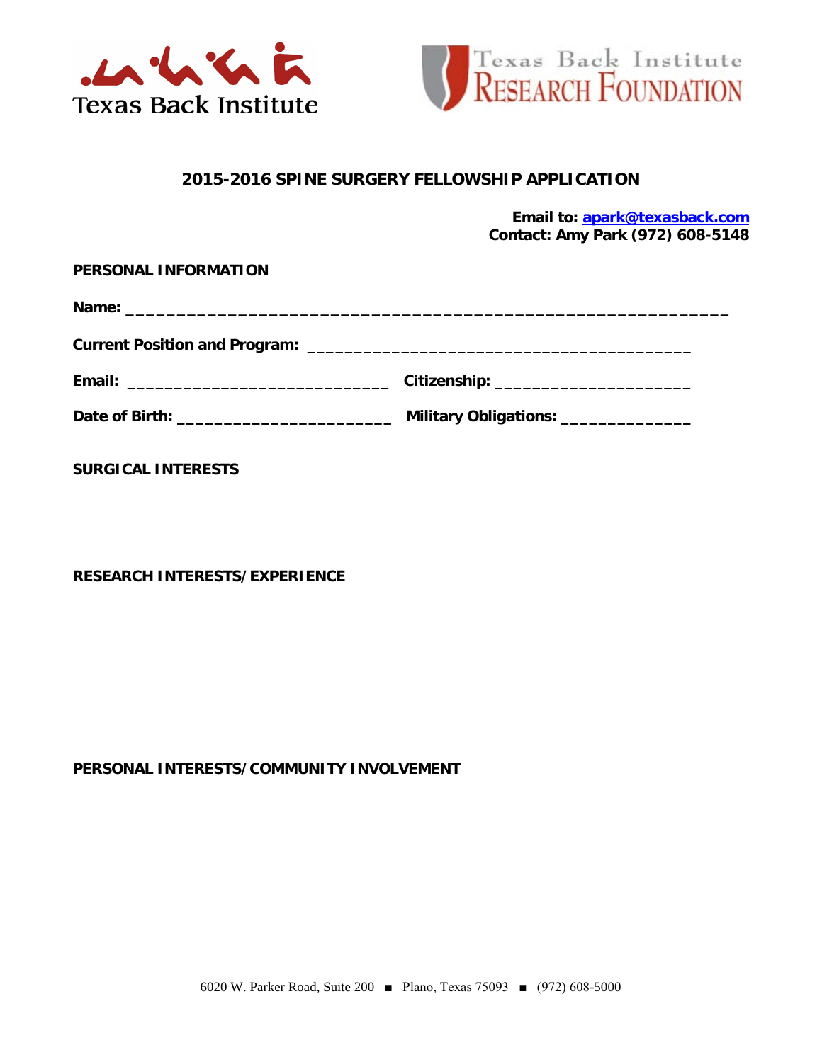Texas Back Institute

Texas Back Institute RESEARCH FOUNDATION

## 2015-2016 SPINE SURGERY FELLOWSHIP APPLICATION

**Email to: apark@texasback.com**
**Contact: Amy Park (972) 608-5148**

### PERSONAL INFORMATION

**Name:** ___________________________________________________________

**Current Position and Program:** ________________________________________

**Email:** ___________________________ **Citizenship:** ____________________

**Date of Birth:** _______________________ **Military Obligations:** ______________

### SURGICAL INTERESTS

### RESEARCH INTERESTS/EXPERIENCE

### PERSONAL INTERESTS/COMMUNITY INVOLVEMENT

6020 W. Parker Road, Suite 200 ■ Plano, Texas 75093 ■ (972) 608-5000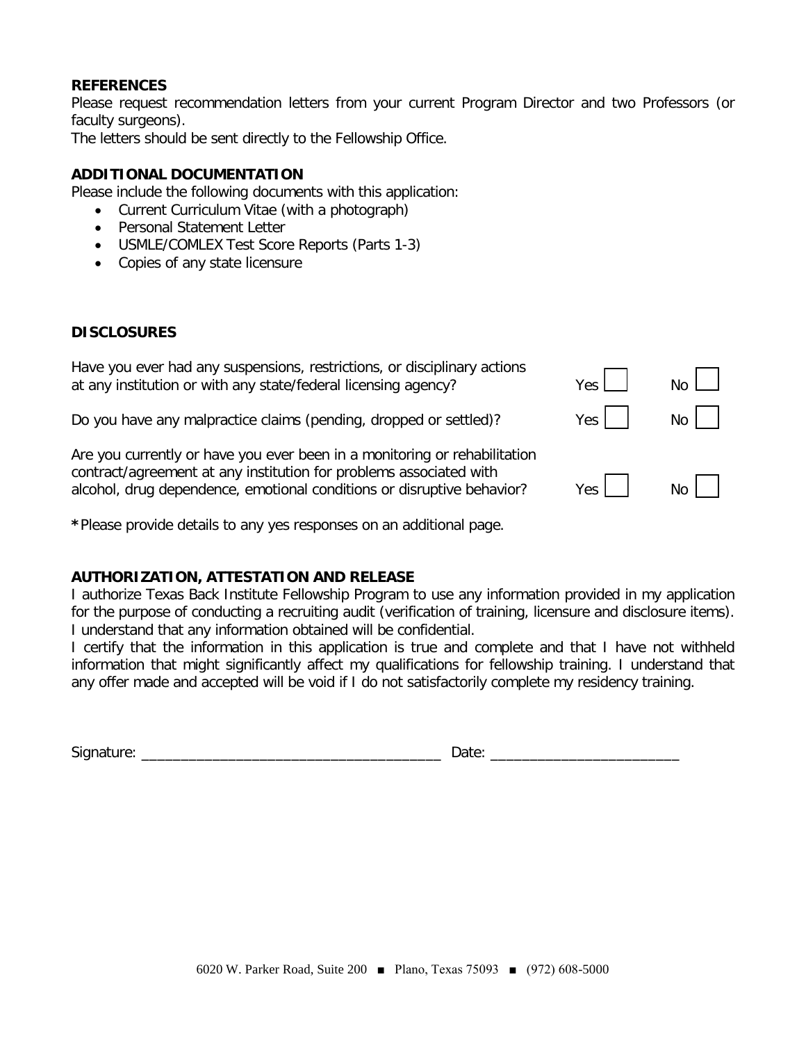**REFERENCES**

Please request recommendation letters from your current Program Director and two Professors (or faculty surgeons).

The letters should be sent directly to the Fellowship Office.

**ADDITIONAL DOCUMENTATION**

Please include the following documents with this application:

- Current Curriculum Vitae (with a photograph)
- Personal Statement Letter
- USMLE/COMLEX Test Score Reports (Parts 1-3)
- Copies of any state licensure

**DISCLOSURES**

| | | |
|---|---|---|
| Have you ever had any suspensions, restrictions, or disciplinary actions at any institution or with any state/federal licensing agency? | Yes ☐ | No ☐ |
| Do you have any malpractice claims (pending, dropped or settled)? | Yes ☐ | No ☐ |
| Are you currently or have you ever been in a monitoring or rehabilitation contract/agreement at any institution for problems associated with alcohol, drug dependence, emotional conditions or disruptive behavior? | Yes ☐ | No ☐ |

***** Please provide details to any yes responses on an additional page.

**AUTHORIZATION, ATTESTATION AND RELEASE**

I authorize Texas Back Institute Fellowship Program to use any information provided in my application for the purpose of conducting a recruiting audit (verification of training, licensure and disclosure items). I understand that any information obtained will be confidential.

I certify that the information in this application is true and complete and that I have not withheld information that might significantly affect my qualifications for fellowship training. I understand that any offer made and accepted will be void if I do not satisfactorily complete my residency training.

Signature: ______________________________________ Date: ________________________

6020 W. Parker Road, Suite 200 ■ Plano, Texas 75093 ■ (972) 608-5000